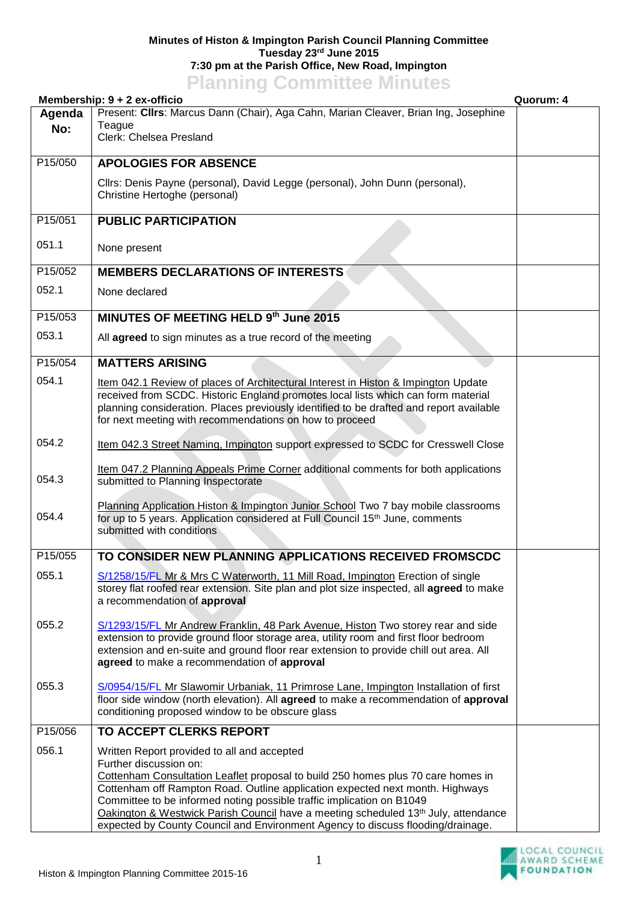**Minutes of Histon & Impington Parish Council Planning Committee**
**Tuesday 23rd June 2015**
**7:30 pm at the Parish Office, New Road, Impington**

# Planning Committee Minutes

**Membership: 9 + 2 ex-officio** **Quorum: 4**

| Agenda No: | Present: **Cllrs**: Marcus Dann (Chair), Aga Cahn, Marian Cleaver, Brian Ing, Josephine Teague<br>Clerk: Chelsea Presland | |
|---|---|---|
| P15/050 | **APOLOGIES FOR ABSENCE** | |
| | Cllrs: Denis Payne (personal), David Legge (personal), John Dunn (personal), Christine Hertoghe (personal) | |
| P15/051 | **PUBLIC PARTICIPATION** | |
| 051.1 | None present | |
| P15/052 | **MEMBERS DECLARATIONS OF INTERESTS** | |
| 052.1 | None declared | |
| P15/053 | **MINUTES OF MEETING HELD 9th June 2015** | |
| 053.1 | All **agreed** to sign minutes as a true record of the meeting | |
| P15/054 | **MATTERS ARISING** | |
| 054.1 | Item 042.1 Review of places of Architectural Interest in Histon & Impington Update received from SCDC. Historic England promotes local lists which can form material planning consideration. Places previously identified to be drafted and report available for next meeting with recommendations on how to proceed | |
| 054.2 | Item 042.3 Street Naming, Impington support expressed to SCDC for Cresswell Close | |
| 054.3 | Item 047.2 Planning Appeals Prime Corner additional comments for both applications submitted to Planning Inspectorate | |
| 054.4 | Planning Application Histon & Impington Junior School Two 7 bay mobile classrooms for up to 5 years. Application considered at Full Council 15th June, comments submitted with conditions | |
| P15/055 | **TO CONSIDER NEW PLANNING APPLICATIONS RECEIVED FROMSCDC** | |
| 055.1 | S/1258/15/FL Mr & Mrs C Waterworth, 11 Mill Road, Impington Erection of single storey flat roofed rear extension. Site plan and plot size inspected, all **agreed** to make a recommendation of **approval** | |
| 055.2 | S/1293/15/FL Mr Andrew Franklin, 48 Park Avenue, Histon Two storey rear and side extension to provide ground floor storage area, utility room and first floor bedroom extension and en-suite and ground floor rear extension to provide chill out area. All **agreed** to make a recommendation of **approval** | |
| 055.3 | S/0954/15/FL Mr Slawomir Urbaniak, 11 Primrose Lane, Impington Installation of first floor side window (north elevation). All **agreed** to make a recommendation of **approval** conditioning proposed window to be obscure glass | |
| P15/056 | **TO ACCEPT CLERKS REPORT** | |
| 056.1 | Written Report provided to all and accepted<br>Further discussion on:<br>Cottenham Consultation Leaflet proposal to build 250 homes plus 70 care homes in Cottenham off Rampton Road. Outline application expected next month. Highways Committee to be informed noting possible traffic implication on B1049<br>Oakington & Westwick Parish Council have a meeting scheduled 13th July, attendance expected by County Council and Environment Agency to discuss flooding/drainage. | |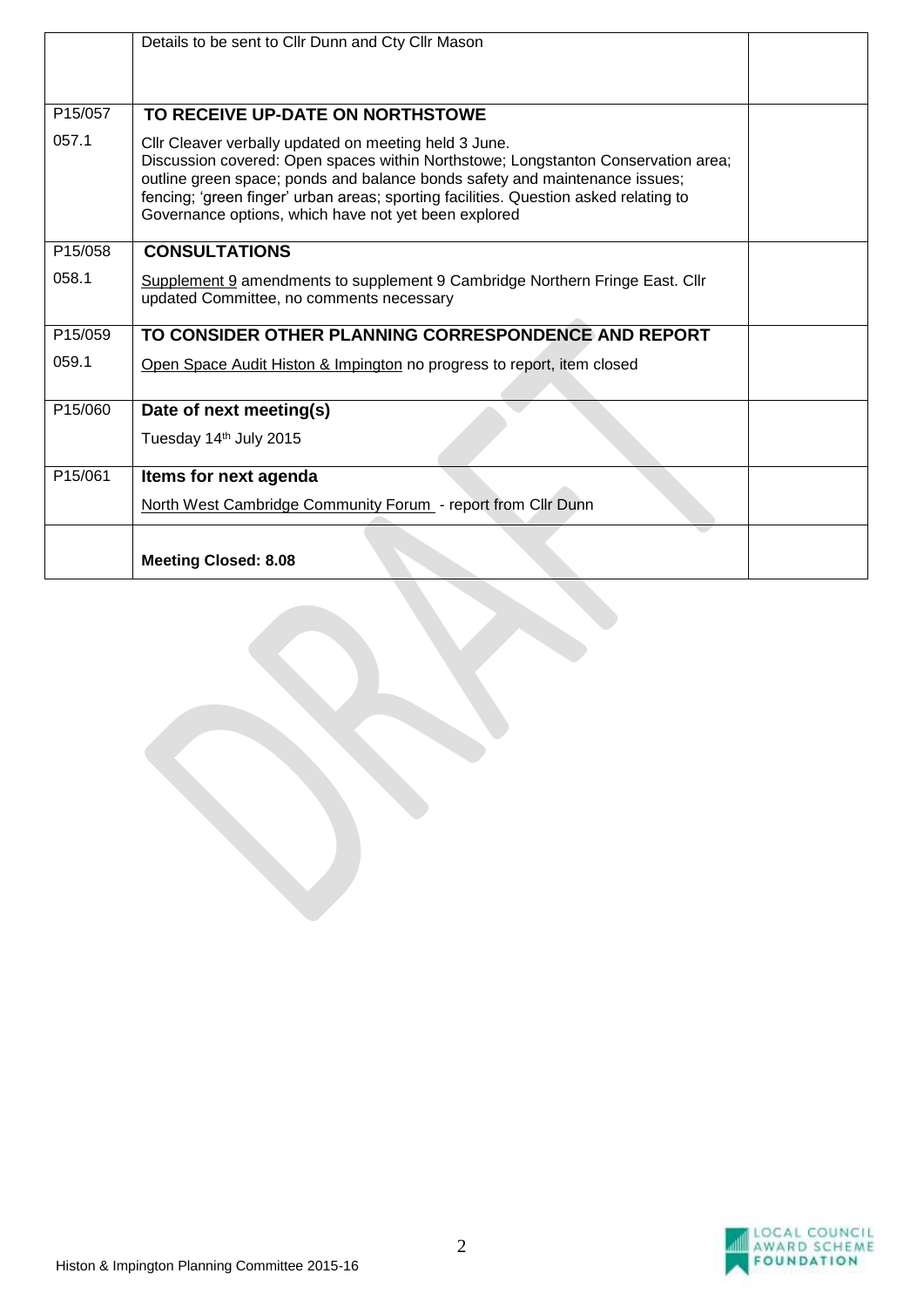| | | |
|---|---|---|
| | Details to be sent to Cllr Dunn and Cty Cllr Mason | |
| P15/057 | **TO RECEIVE UP-DATE ON NORTHSTOWE** | |
| 057.1 | Cllr Cleaver verbally updated on meeting held 3 June. Discussion covered: Open spaces within Northstowe; Longstanton Conservation area; outline green space; ponds and balance bonds safety and maintenance issues; fencing; 'green finger' urban areas; sporting facilities. Question asked relating to Governance options, which have not yet been explored | |
| P15/058 | **CONSULTATIONS** | |
| 058.1 | Supplement 9 amendments to supplement 9 Cambridge Northern Fringe East. Cllr updated Committee, no comments necessary | |
| P15/059 | **TO CONSIDER OTHER PLANNING CORRESPONDENCE AND REPORT** | |
| 059.1 | Open Space Audit Histon & Impington no progress to report, item closed | |
| P15/060 | **Date of next meeting(s)** | |
| | Tuesday 14th July 2015 | |
| P15/061 | **Items for next agenda** | |
| | North West Cambridge Community Forum - report from Cllr Dunn | |
| | **Meeting Closed: 8.08** | |

DRAFT